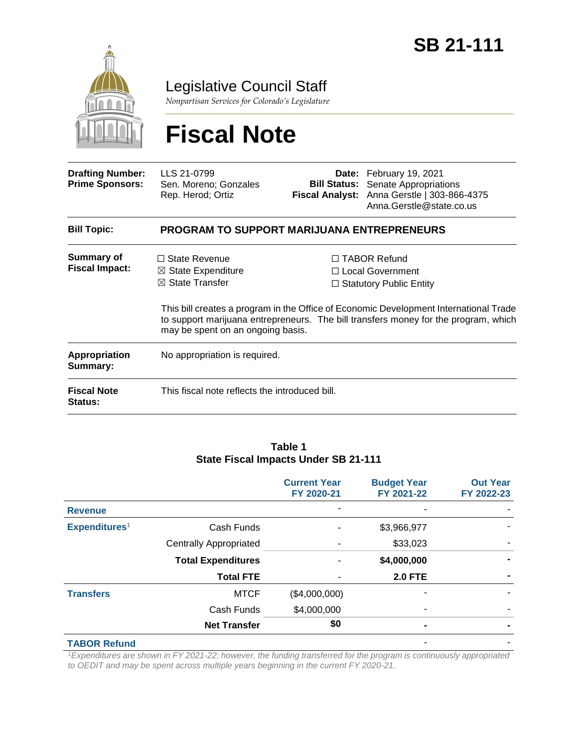# SB 21-111

## Legislative Council Staff

*Nonpartisan Services for Colorado's Legislature*

# Fiscal Note

| | | | |
|---|---|---|---|
| **Drafting Number:** | LLS 21-0799 | **Date:** | February 19, 2021 |
| **Prime Sponsors:** | Sen. Moreno; Gonzales<br>Rep. Herod; Ortiz | **Bill Status:** | Senate Appropriations |
| | | **Fiscal Analyst:** | Anna Gerstle \| 303-866-4375<br>Anna.Gerstle@state.co.us |

| | |
|---|---|
| **Bill Topic:** | **PROGRAM TO SUPPORT MARIJUANA ENTREPRENEURS** |
| **Summary of Fiscal Impact:** | ☐ State Revenue<br>☒ State Expenditure<br>☒ State Transfer<br>☐ TABOR Refund<br>☐ Local Government<br>☐ Statutory Public Entity<br><br>This bill creates a program in the Office of Economic Development International Trade to support marijuana entrepreneurs. The bill transfers money for the program, which may be spent on an ongoing basis. |
| **Appropriation Summary:** | No appropriation is required. |
| **Fiscal Note Status:** | This fiscal note reflects the introduced bill. |

**Table 1**
**State Fiscal Impacts Under SB 21-111**

| | | Current Year FY 2020-21 | Budget Year FY 2021-22 | Out Year FY 2022-23 |
|---|---|---|---|---|
| **Revenue** | | - | - | - |
| **Expenditures**[1] | Cash Funds | - | $3,966,977 | - |
| | Centrally Appropriated | - | $33,023 | - |
| | **Total Expenditures** | - | **$4,000,000** | **-** |
| | **Total FTE** | - | **2.0 FTE** | **-** |
| **Transfers** | MTCF | ($4,000,000) | - | - |
| | Cash Funds | $4,000,000 | - | - |
| | **Net Transfer** | **$0** | **-** | **-** |
| **TABOR Refund** | | | - | - |

*[1]Expenditures are shown in FY 2021-22; however, the funding transferred for the program is continuously appropriated to OEDIT and may be spent across multiple years beginning in the current FY 2020-21.*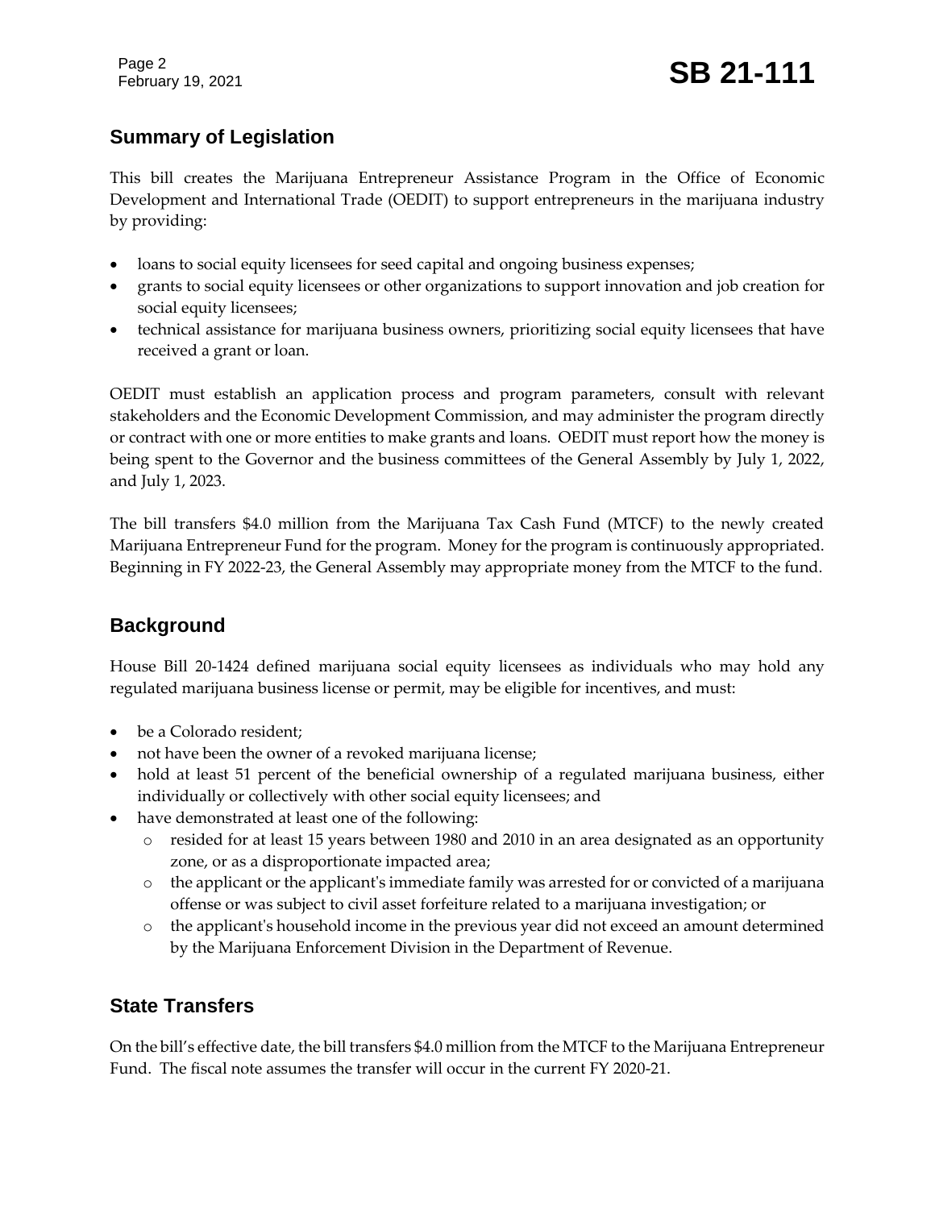## Summary of Legislation

This bill creates the Marijuana Entrepreneur Assistance Program in the Office of Economic Development and International Trade (OEDIT) to support entrepreneurs in the marijuana industry by providing:

- loans to social equity licensees for seed capital and ongoing business expenses;
- grants to social equity licensees or other organizations to support innovation and job creation for social equity licensees;
- technical assistance for marijuana business owners, prioritizing social equity licensees that have received a grant or loan.

OEDIT must establish an application process and program parameters, consult with relevant stakeholders and the Economic Development Commission, and may administer the program directly or contract with one or more entities to make grants and loans. OEDIT must report how the money is being spent to the Governor and the business committees of the General Assembly by July 1, 2022, and July 1, 2023.

The bill transfers $4.0 million from the Marijuana Tax Cash Fund (MTCF) to the newly created Marijuana Entrepreneur Fund for the program. Money for the program is continuously appropriated. Beginning in FY 2022-23, the General Assembly may appropriate money from the MTCF to the fund.

## Background

House Bill 20-1424 defined marijuana social equity licensees as individuals who may hold any regulated marijuana business license or permit, may be eligible for incentives, and must:

- be a Colorado resident;
- not have been the owner of a revoked marijuana license;
- hold at least 51 percent of the beneficial ownership of a regulated marijuana business, either individually or collectively with other social equity licensees; and
- have demonstrated at least one of the following:
  - resided for at least 15 years between 1980 and 2010 in an area designated as an opportunity zone, or as a disproportionate impacted area;
  - the applicant or the applicant's immediate family was arrested for or convicted of a marijuana offense or was subject to civil asset forfeiture related to a marijuana investigation; or
  - the applicant's household income in the previous year did not exceed an amount determined by the Marijuana Enforcement Division in the Department of Revenue.

## State Transfers

On the bill's effective date, the bill transfers $4.0 million from the MTCF to the Marijuana Entrepreneur Fund. The fiscal note assumes the transfer will occur in the current FY 2020-21.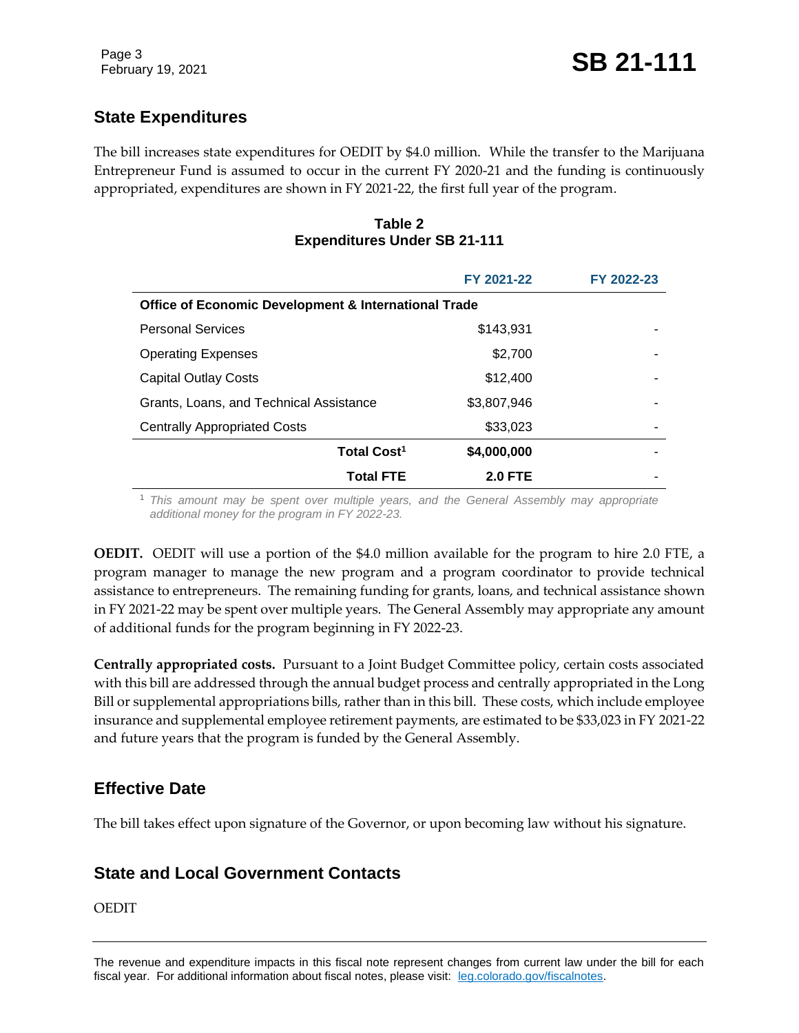## State Expenditures

The bill increases state expenditures for OEDIT by $4.0 million. While the transfer to the Marijuana Entrepreneur Fund is assumed to occur in the current FY 2020-21 and the funding is continuously appropriated, expenditures are shown in FY 2021-22, the first full year of the program.

**Table 2**
**Expenditures Under SB 21-111**

| | FY 2021-22 | FY 2022-23 |
|---|---|---|
| **Office of Economic Development & International Trade** | | |
| Personal Services | $143,931 | - |
| Operating Expenses | $2,700 | - |
| Capital Outlay Costs | $12,400 | - |
| Grants, Loans, and Technical Assistance | $3,807,946 | - |
| Centrally Appropriated Costs | $33,023 | - |
| **Total Cost[1]** | **$4,000,000** | - |
| **Total FTE** | **2.0 FTE** | - |

[1] *This amount may be spent over multiple years, and the General Assembly may appropriate additional money for the program in FY 2022-23.*

**OEDIT.** OEDIT will use a portion of the $4.0 million available for the program to hire 2.0 FTE, a program manager to manage the new program and a program coordinator to provide technical assistance to entrepreneurs. The remaining funding for grants, loans, and technical assistance shown in FY 2021-22 may be spent over multiple years. The General Assembly may appropriate any amount of additional funds for the program beginning in FY 2022-23.

**Centrally appropriated costs.** Pursuant to a Joint Budget Committee policy, certain costs associated with this bill are addressed through the annual budget process and centrally appropriated in the Long Bill or supplemental appropriations bills, rather than in this bill. These costs, which include employee insurance and supplemental employee retirement payments, are estimated to be $33,023 in FY 2021-22 and future years that the program is funded by the General Assembly.

## Effective Date

The bill takes effect upon signature of the Governor, or upon becoming law without his signature.

## State and Local Government Contacts

OEDIT

The revenue and expenditure impacts in this fiscal note represent changes from current law under the bill for each fiscal year. For additional information about fiscal notes, please visit: leg.colorado.gov/fiscalnotes.